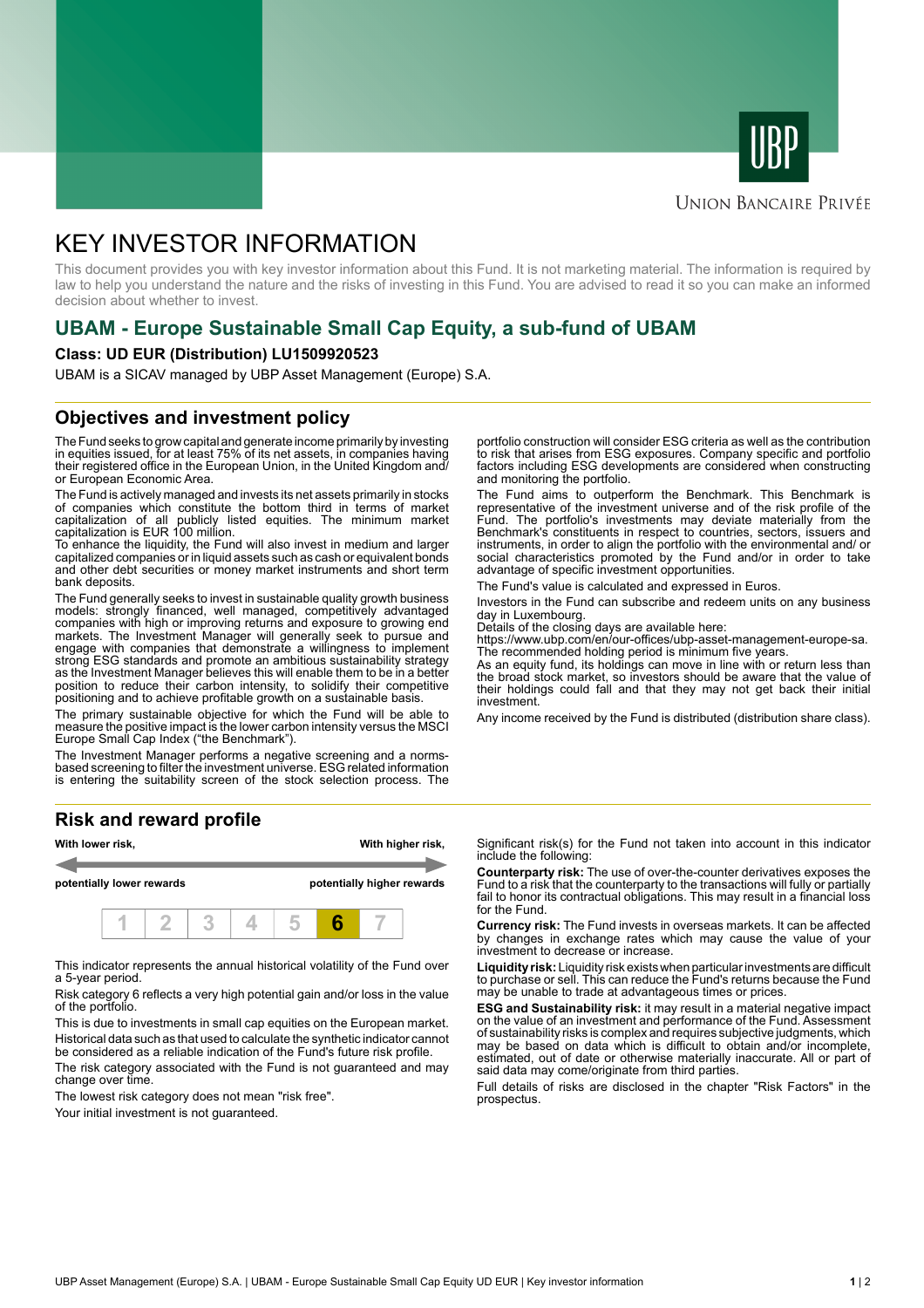UBP

Union Bancaire Privée

# KEY INVESTOR INFORMATION

This document provides you with key investor information about this Fund. It is not marketing material. The information is required by law to help you understand the nature and the risks of investing in this Fund. You are advised to read it so you can make an informed decision about whether to invest.

## UBAM - Europe Sustainable Small Cap Equity, a sub-fund of UBAM

**Class: UD EUR (Distribution) LU1509920523**

UBAM is a SICAV managed by UBP Asset Management (Europe) S.A.

## Objectives and investment policy

The Fund seeks to grow capital and generate income primarily by investing in equities issued, for at least 75% of its net assets, in companies having their registered office in the European Union, in the United Kingdom and/ or European Economic Area.

The Fund is actively managed and invests its net assets primarily in stocks of companies which constitute the bottom third in terms of market capitalization of all publicly listed equities. The minimum market capitalization is EUR 100 million.

To enhance the liquidity, the Fund will also invest in medium and larger capitalized companies or in liquid assets such as cash or equivalent bonds and other debt securities or money market instruments and short term bank deposits.

The Fund generally seeks to invest in sustainable quality growth business models: strongly financed, well managed, competitively advantaged companies with high or improving returns and exposure to growing end markets. The Investment Manager will generally seek to pursue and engage with companies that demonstrate a willingness to implement strong ESG standards and promote an ambitious sustainability strategy as the Investment Manager believes this will enable them to be in a better position to reduce their carbon intensity, to solidify their competitive positioning and to achieve profitable growth on a sustainable basis.

The primary sustainable objective for which the Fund will be able to measure the positive impact is the lower carbon intensity versus the MSCI Europe Small Cap Index ("the Benchmark").

The Investment Manager performs a negative screening and a norms-based screening to filter the investment universe. ESG related information is entering the suitability screen of the stock selection process. The portfolio construction will consider ESG criteria as well as the contribution to risk that arises from ESG exposures. Company specific and portfolio factors including ESG developments are considered when constructing and monitoring the portfolio.

The Fund aims to outperform the Benchmark. This Benchmark is representative of the investment universe and of the risk profile of the Fund. The portfolio's investments may deviate materially from the Benchmark's constituents in respect to countries, sectors, issuers and instruments, in order to align the portfolio with the environmental and/ or social characteristics promoted by the Fund and/or in order to take advantage of specific investment opportunities.

The Fund's value is calculated and expressed in Euros.

Investors in the Fund can subscribe and redeem units on any business day in Luxembourg.

Details of the closing days are available here: https://www.ubp.com/en/our-offices/ubp-asset-management-europe-sa.

The recommended holding period is minimum five years.

As an equity fund, its holdings can move in line with or return less than the broad stock market, so investors should be aware that the value of their holdings could fall and that they may not get back their initial investment.

Any income received by the Fund is distributed (distribution share class).

## Risk and reward profile

| With lower risk, | | | | | | With higher risk, |
|---|---|---|---|---|---|---|
| potentially lower rewards | | | | | | potentially higher rewards |
| 1 | 2 | 3 | 4 | 5 | **6** | 7 |

This indicator represents the annual historical volatility of the Fund over a 5-year period.

Risk category 6 reflects a very high potential gain and/or loss in the value of the portfolio.

This is due to investments in small cap equities on the European market.

Historical data such as that used to calculate the synthetic indicator cannot be considered as a reliable indication of the Fund's future risk profile.

The risk category associated with the Fund is not guaranteed and may change over time.

The lowest risk category does not mean "risk free".

Your initial investment is not guaranteed.

Significant risk(s) for the Fund not taken into account in this indicator include the following:

**Counterparty risk:** The use of over-the-counter derivatives exposes the Fund to a risk that the counterparty to the transactions will fully or partially fail to honor its contractual obligations. This may result in a financial loss for the Fund.

**Currency risk:** The Fund invests in overseas markets. It can be affected by changes in exchange rates which may cause the value of your investment to decrease or increase.

**Liquidity risk:** Liquidity risk exists when particular investments are difficult to purchase or sell. This can reduce the Fund's returns because the Fund may be unable to trade at advantageous times or prices.

**ESG and Sustainability risk:** it may result in a material negative impact on the value of an investment and performance of the Fund. Assessment of sustainability risks is complex and requires subjective judgments, which may be based on data which is difficult to obtain and/or incomplete, estimated, out of date or otherwise materially inaccurate. All or part of said data may come/originate from third parties.

Full details of risks are disclosed in the chapter "Risk Factors" in the prospectus.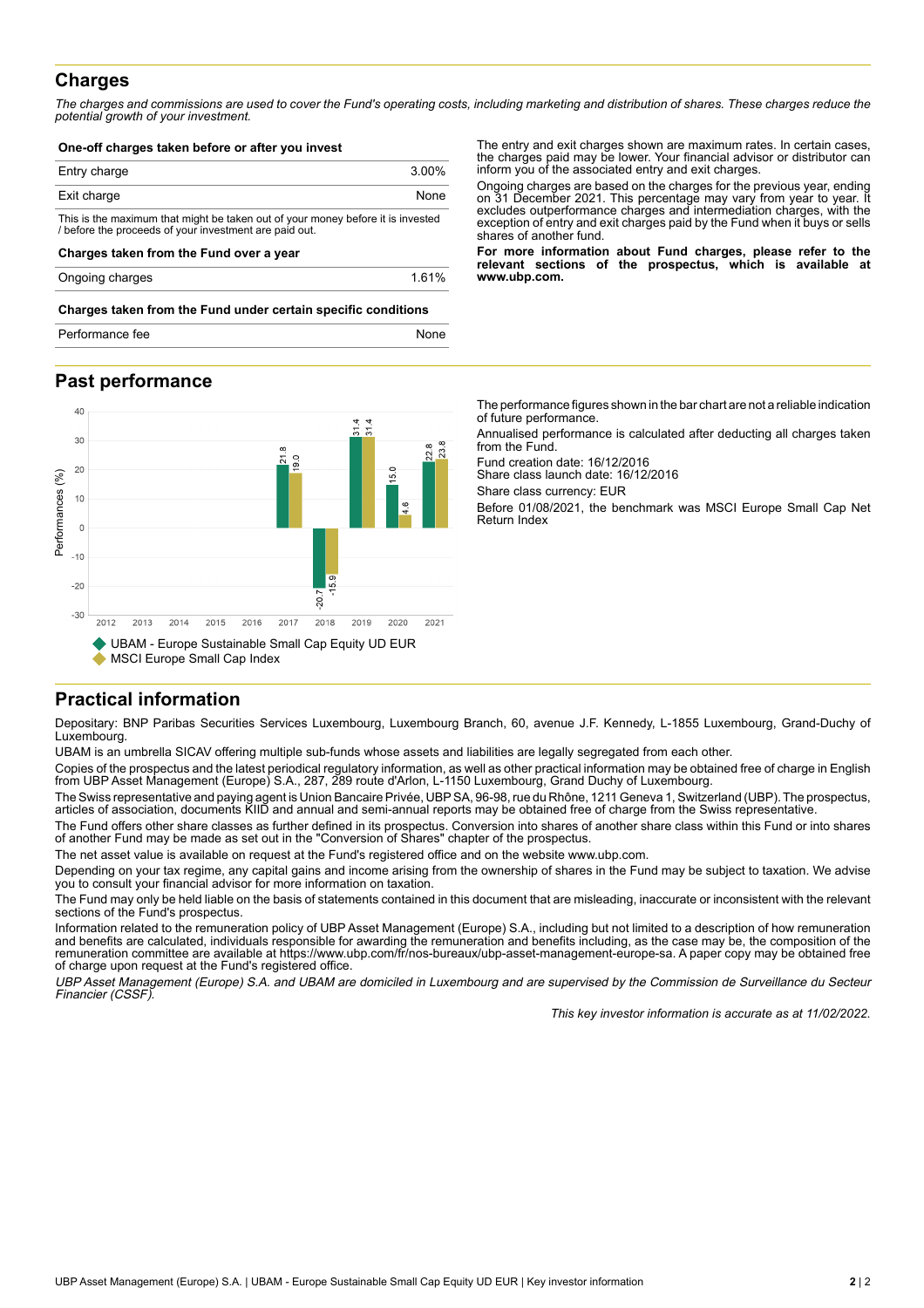## Charges

*The charges and commissions are used to cover the Fund's operating costs, including marketing and distribution of shares. These charges reduce the potential growth of your investment.*

| **One-off charges taken before or after you invest** | |
|---|---|
| Entry charge | 3.00% |
| Exit charge | None |

This is the maximum that might be taken out of your money before it is invested / before the proceeds of your investment are paid out.

| **Charges taken from the Fund over a year** | |
|---|---|
| Ongoing charges | 1.61% |

| **Charges taken from the Fund under certain specific conditions** | |
|---|---|
| Performance fee | None |

The entry and exit charges shown are maximum rates. In certain cases, the charges paid may be lower. Your financial advisor or distributor can inform you of the associated entry and exit charges.

Ongoing charges are based on the charges for the previous year, ending on 31 December 2021. This percentage may vary from year to year. It excludes outperformance charges and intermediation charges, with the exception of entry and exit charges paid by the Fund when it buys or sells shares of another fund.

**For more information about Fund charges, please refer to the relevant sections of the prospectus, which is available at www.ubp.com.**

## Past performance

Performances (%)

40
30
20
10
0
-10
-20
-30

2012 2013 2014 2015 2016 2017 2018 2019 2020 2021

21.8 19.0
-20.7 -15.9
31.4 31.4
15.0 4.6
22.8 23.8

UBAM - Europe Sustainable Small Cap Equity UD EUR
MSCI Europe Small Cap Index

The performance figures shown in the bar chart are not a reliable indication of future performance.

Annualised performance is calculated after deducting all charges taken from the Fund.

Fund creation date: 16/12/2016
Share class launch date: 16/12/2016

Share class currency: EUR

Before 01/08/2021, the benchmark was MSCI Europe Small Cap Net Return Index

## Practical information

Depositary: BNP Paribas Securities Services Luxembourg, Luxembourg Branch, 60, avenue J.F. Kennedy, L-1855 Luxembourg, Grand-Duchy of Luxembourg.

UBAM is an umbrella SICAV offering multiple sub-funds whose assets and liabilities are legally segregated from each other.

Copies of the prospectus and the latest periodical regulatory information, as well as other practical information may be obtained free of charge in English from UBP Asset Management (Europe) S.A., 287, 289 route d'Arlon, L-1150 Luxembourg, Grand Duchy of Luxembourg.

The Swiss representative and paying agent is Union Bancaire Privée, UBP SA, 96-98, rue du Rhône, 1211 Geneva 1, Switzerland (UBP). The prospectus, articles of association, documents KIID and annual and semi-annual reports may be obtained free of charge from the Swiss representative.

The Fund offers other share classes as further defined in its prospectus. Conversion into shares of another share class within this Fund or into shares of another Fund may be made as set out in the "Conversion of Shares" chapter of the prospectus.

The net asset value is available on request at the Fund's registered office and on the website www.ubp.com.

Depending on your tax regime, any capital gains and income arising from the ownership of shares in the Fund may be subject to taxation. We advise you to consult your financial advisor for more information on taxation.

The Fund may only be held liable on the basis of statements contained in this document that are misleading, inaccurate or inconsistent with the relevant sections of the Fund's prospectus.

Information related to the remuneration policy of UBP Asset Management (Europe) S.A., including but not limited to a description of how remuneration and benefits are calculated, individuals responsible for awarding the remuneration and benefits including, as the case may be, the composition of the remuneration committee are available at https://www.ubp.com/fr/nos-bureaux/ubp-asset-management-europe-sa. A paper copy may be obtained free of charge upon request at the Fund's registered office.

*UBP Asset Management (Europe) S.A. and UBAM are domiciled in Luxembourg and are supervised by the Commission de Surveillance du Secteur Financier (CSSF).*

*This key investor information is accurate as at 11/02/2022.*